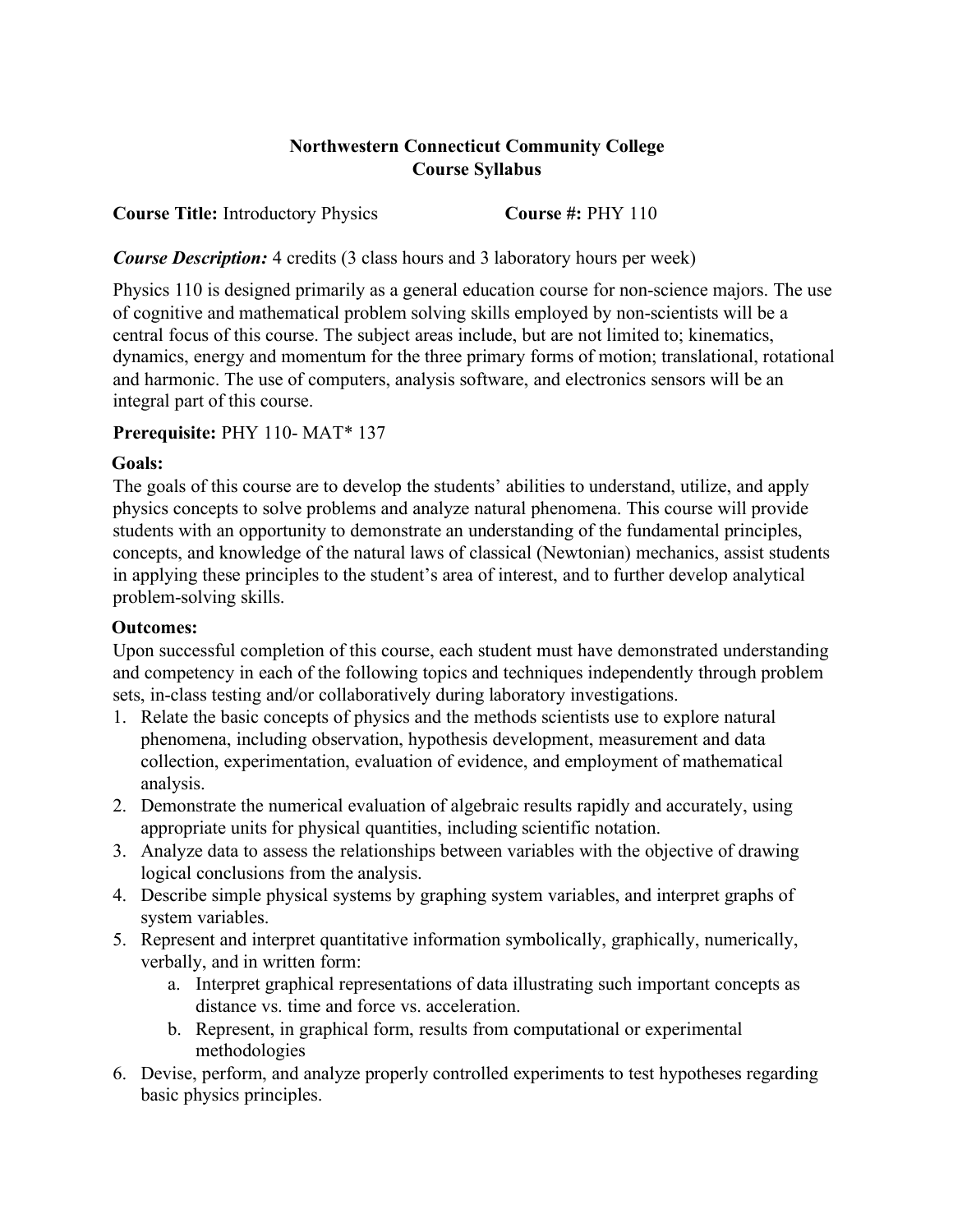# Northwestern Connecticut Community College
## Course Syllabus

**Course Title:** Introductory Physics **Course #:** PHY 110

***Course Description:*** 4 credits (3 class hours and 3 laboratory hours per week)

Physics 110 is designed primarily as a general education course for non-science majors. The use of cognitive and mathematical problem solving skills employed by non-scientists will be a central focus of this course. The subject areas include, but are not limited to; kinematics, dynamics, energy and momentum for the three primary forms of motion; translational, rotational and harmonic. The use of computers, analysis software, and electronics sensors will be an integral part of this course.

**Prerequisite:** PHY 110- MAT* 137

**Goals:**

The goals of this course are to develop the students' abilities to understand, utilize, and apply physics concepts to solve problems and analyze natural phenomena. This course will provide students with an opportunity to demonstrate an understanding of the fundamental principles, concepts, and knowledge of the natural laws of classical (Newtonian) mechanics, assist students in applying these principles to the student's area of interest, and to further develop analytical problem-solving skills.

**Outcomes:**

Upon successful completion of this course, each student must have demonstrated understanding and competency in each of the following topics and techniques independently through problem sets, in-class testing and/or collaboratively during laboratory investigations.

1. Relate the basic concepts of physics and the methods scientists use to explore natural phenomena, including observation, hypothesis development, measurement and data collection, experimentation, evaluation of evidence, and employment of mathematical analysis.
2. Demonstrate the numerical evaluation of algebraic results rapidly and accurately, using appropriate units for physical quantities, including scientific notation.
3. Analyze data to assess the relationships between variables with the objective of drawing logical conclusions from the analysis.
4. Describe simple physical systems by graphing system variables, and interpret graphs of system variables.
5. Represent and interpret quantitative information symbolically, graphically, numerically, verbally, and in written form:
   a. Interpret graphical representations of data illustrating such important concepts as distance vs. time and force vs. acceleration.
   b. Represent, in graphical form, results from computational or experimental methodologies
6. Devise, perform, and analyze properly controlled experiments to test hypotheses regarding basic physics principles.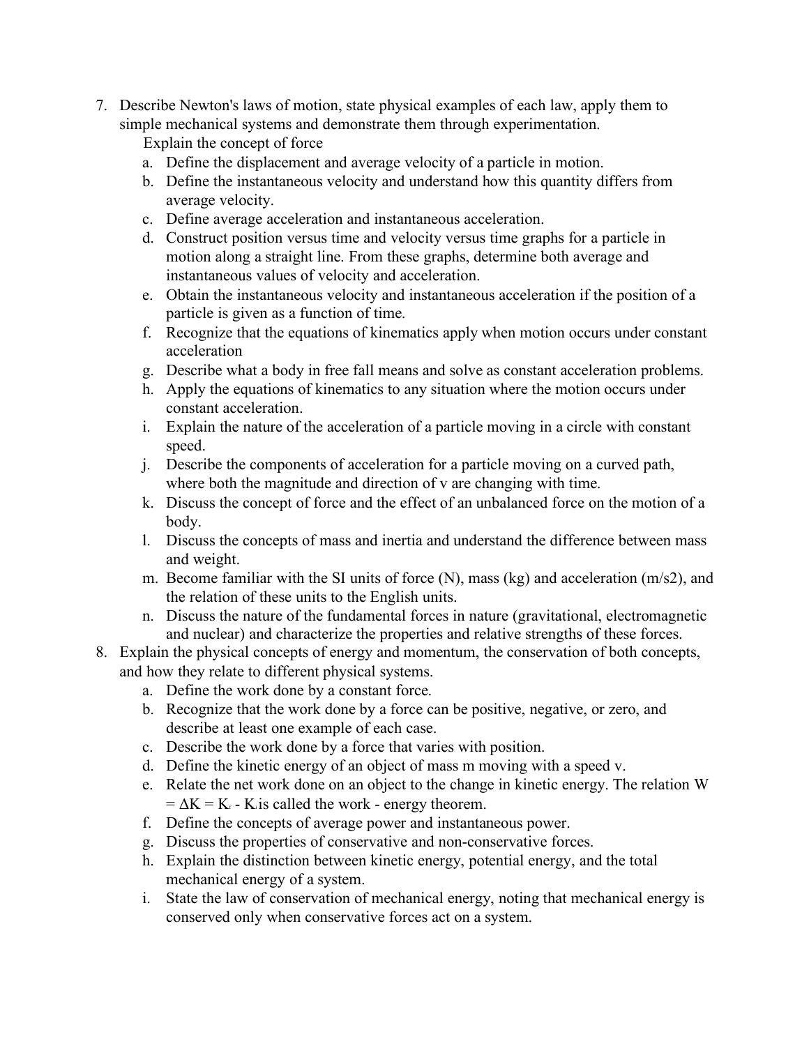7. Describe Newton's laws of motion, state physical examples of each law, apply them to simple mechanical systems and demonstrate them through experimentation.
   Explain the concept of force
   a. Define the displacement and average velocity of a particle in motion.
   b. Define the instantaneous velocity and understand how this quantity differs from average velocity.
   c. Define average acceleration and instantaneous acceleration.
   d. Construct position versus time and velocity versus time graphs for a particle in motion along a straight line. From these graphs, determine both average and instantaneous values of velocity and acceleration.
   e. Obtain the instantaneous velocity and instantaneous acceleration if the position of a particle is given as a function of time.
   f. Recognize that the equations of kinematics apply when motion occurs under constant acceleration
   g. Describe what a body in free fall means and solve as constant acceleration problems.
   h. Apply the equations of kinematics to any situation where the motion occurs under constant acceleration.
   i. Explain the nature of the acceleration of a particle moving in a circle with constant speed.
   j. Describe the components of acceleration for a particle moving on a curved path, where both the magnitude and direction of v are changing with time.
   k. Discuss the concept of force and the effect of an unbalanced force on the motion of a body.
   l. Discuss the concepts of mass and inertia and understand the difference between mass and weight.
   m. Become familiar with the SI units of force (N), mass (kg) and acceleration (m/s2), and the relation of these units to the English units.
   n. Discuss the nature of the fundamental forces in nature (gravitational, electromagnetic and nuclear) and characterize the properties and relative strengths of these forces.
8. Explain the physical concepts of energy and momentum, the conservation of both concepts, and how they relate to different physical systems.
   a. Define the work done by a constant force.
   b. Recognize that the work done by a force can be positive, negative, or zero, and describe at least one example of each case.
   c. Describe the work done by a force that varies with position.
   d. Define the kinetic energy of an object of mass m moving with a speed v.
   e. Relate the net work done on an object to the change in kinetic energy. The relation $W = \Delta K = K_f - K_i$ is called the work - energy theorem.
   f. Define the concepts of average power and instantaneous power.
   g. Discuss the properties of conservative and non-conservative forces.
   h. Explain the distinction between kinetic energy, potential energy, and the total mechanical energy of a system.
   i. State the law of conservation of mechanical energy, noting that mechanical energy is conserved only when conservative forces act on a system.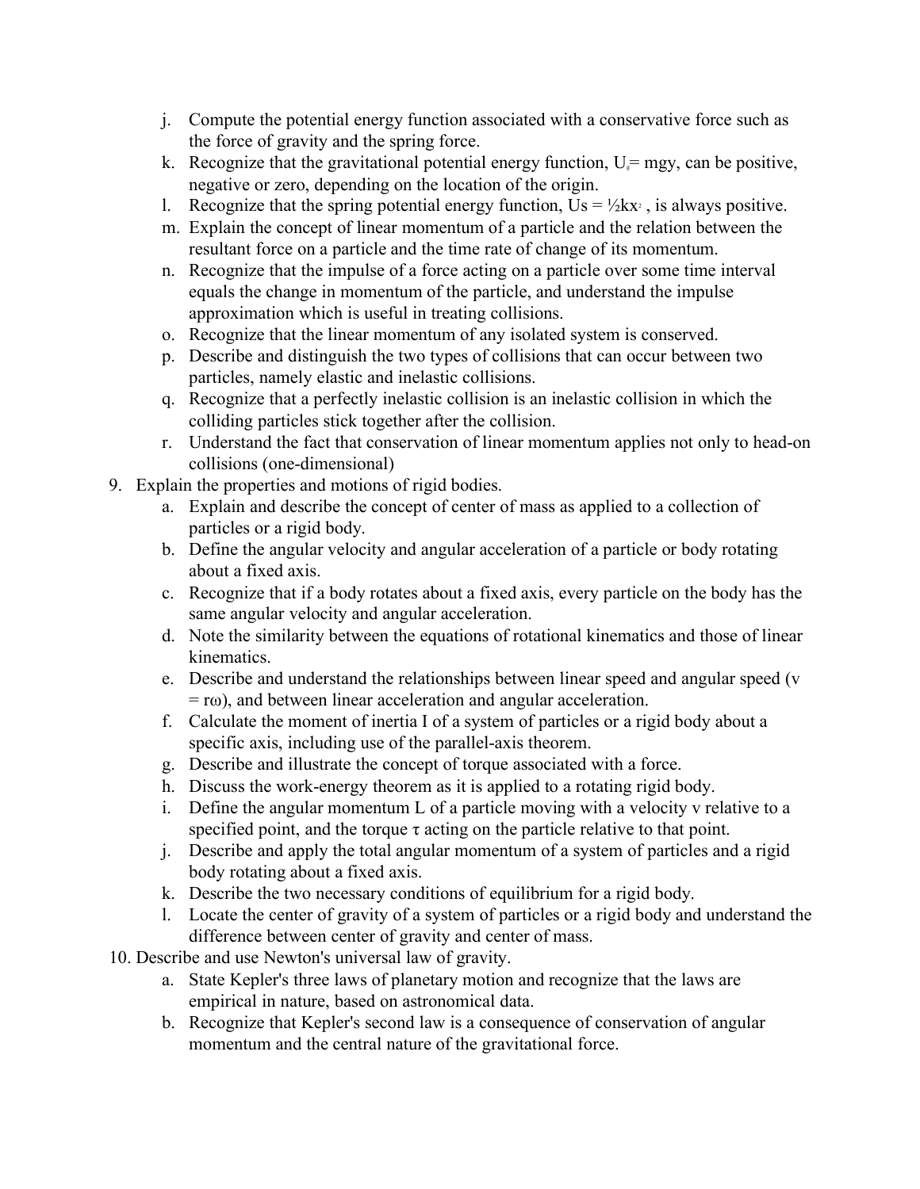j. Compute the potential energy function associated with a conservative force such as the force of gravity and the spring force.
   k. Recognize that the gravitational potential energy function, $U_g = mgy$, can be positive, negative or zero, depending on the location of the origin.
   l. Recognize that the spring potential energy function, $U_s = \frac{1}{2}kx^2$ , is always positive.
   m. Explain the concept of linear momentum of a particle and the relation between the resultant force on a particle and the time rate of change of its momentum.
   n. Recognize that the impulse of a force acting on a particle over some time interval equals the change in momentum of the particle, and understand the impulse approximation which is useful in treating collisions.
   o. Recognize that the linear momentum of any isolated system is conserved.
   p. Describe and distinguish the two types of collisions that can occur between two particles, namely elastic and inelastic collisions.
   q. Recognize that a perfectly inelastic collision is an inelastic collision in which the colliding particles stick together after the collision.
   r. Understand the fact that conservation of linear momentum applies not only to head-on collisions (one-dimensional)

9. Explain the properties and motions of rigid bodies.
   a. Explain and describe the concept of center of mass as applied to a collection of particles or a rigid body.
   b. Define the angular velocity and angular acceleration of a particle or body rotating about a fixed axis.
   c. Recognize that if a body rotates about a fixed axis, every particle on the body has the same angular velocity and angular acceleration.
   d. Note the similarity between the equations of rotational kinematics and those of linear kinematics.
   e. Describe and understand the relationships between linear speed and angular speed ($v = r\omega$), and between linear acceleration and angular acceleration.
   f. Calculate the moment of inertia I of a system of particles or a rigid body about a specific axis, including use of the parallel-axis theorem.
   g. Describe and illustrate the concept of torque associated with a force.
   h. Discuss the work-energy theorem as it is applied to a rotating rigid body.
   i. Define the angular momentum L of a particle moving with a velocity v relative to a specified point, and the torque $\tau$ acting on the particle relative to that point.
   j. Describe and apply the total angular momentum of a system of particles and a rigid body rotating about a fixed axis.
   k. Describe the two necessary conditions of equilibrium for a rigid body.
   l. Locate the center of gravity of a system of particles or a rigid body and understand the difference between center of gravity and center of mass.

10. Describe and use Newton's universal law of gravity.
    a. State Kepler's three laws of planetary motion and recognize that the laws are empirical in nature, based on astronomical data.
    b. Recognize that Kepler's second law is a consequence of conservation of angular momentum and the central nature of the gravitational force.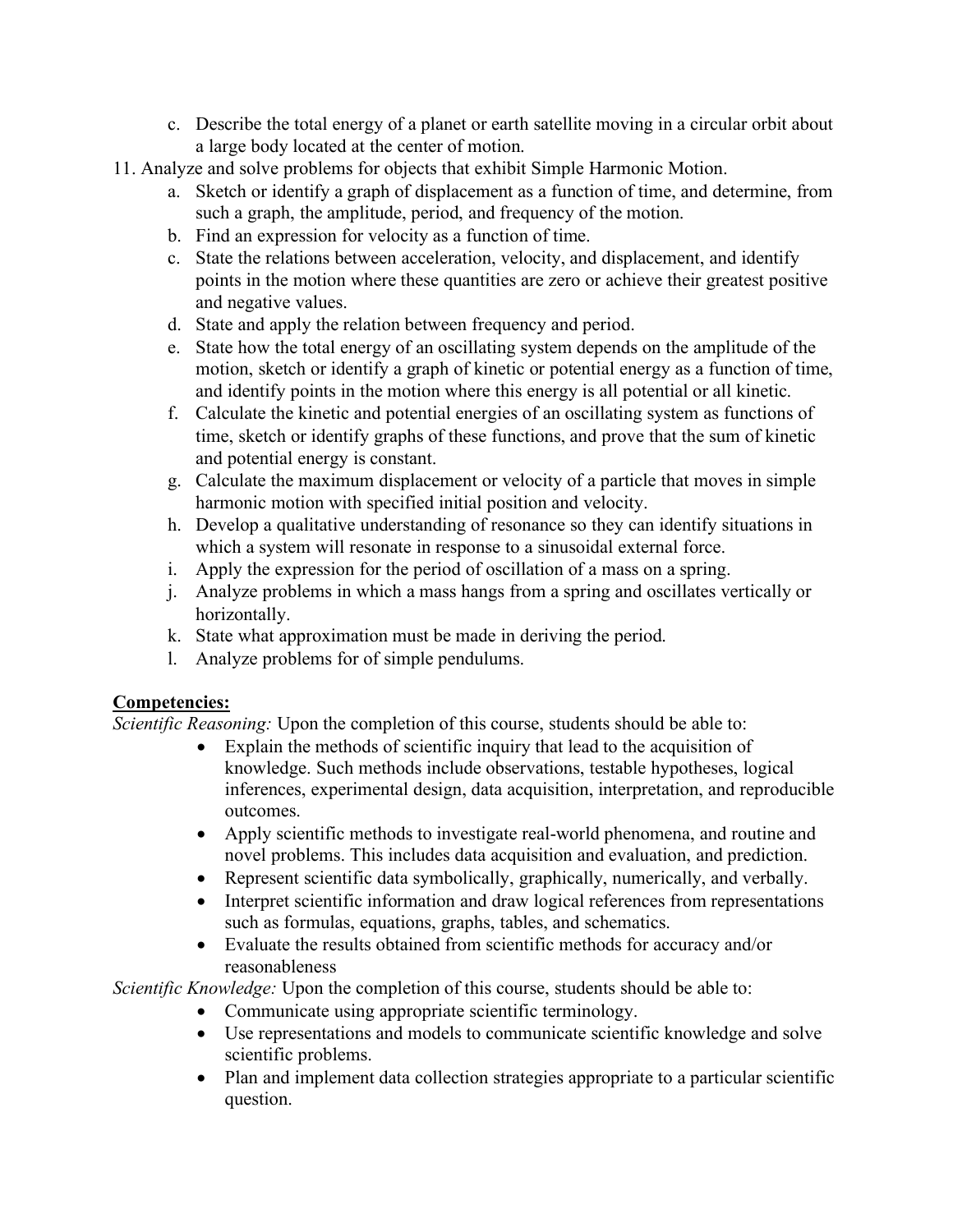c. Describe the total energy of a planet or earth satellite moving in a circular orbit about a large body located at the center of motion.

11. Analyze and solve problems for objects that exhibit Simple Harmonic Motion.
    a. Sketch or identify a graph of displacement as a function of time, and determine, from such a graph, the amplitude, period, and frequency of the motion.
    b. Find an expression for velocity as a function of time.
    c. State the relations between acceleration, velocity, and displacement, and identify points in the motion where these quantities are zero or achieve their greatest positive and negative values.
    d. State and apply the relation between frequency and period.
    e. State how the total energy of an oscillating system depends on the amplitude of the motion, sketch or identify a graph of kinetic or potential energy as a function of time, and identify points in the motion where this energy is all potential or all kinetic.
    f. Calculate the kinetic and potential energies of an oscillating system as functions of time, sketch or identify graphs of these functions, and prove that the sum of kinetic and potential energy is constant.
    g. Calculate the maximum displacement or velocity of a particle that moves in simple harmonic motion with specified initial position and velocity.
    h. Develop a qualitative understanding of resonance so they can identify situations in which a system will resonate in response to a sinusoidal external force.
    i. Apply the expression for the period of oscillation of a mass on a spring.
    j. Analyze problems in which a mass hangs from a spring and oscillates vertically or horizontally.
    k. State what approximation must be made in deriving the period.
    l. Analyze problems for of simple pendulums.

**<u>Competencies:</u>**

*Scientific Reasoning:* Upon the completion of this course, students should be able to:

- Explain the methods of scientific inquiry that lead to the acquisition of knowledge. Such methods include observations, testable hypotheses, logical inferences, experimental design, data acquisition, interpretation, and reproducible outcomes.
- Apply scientific methods to investigate real-world phenomena, and routine and novel problems. This includes data acquisition and evaluation, and prediction.
- Represent scientific data symbolically, graphically, numerically, and verbally.
- Interpret scientific information and draw logical references from representations such as formulas, equations, graphs, tables, and schematics.
- Evaluate the results obtained from scientific methods for accuracy and/or reasonableness

*Scientific Knowledge:* Upon the completion of this course, students should be able to:

- Communicate using appropriate scientific terminology.
- Use representations and models to communicate scientific knowledge and solve scientific problems.
- Plan and implement data collection strategies appropriate to a particular scientific question.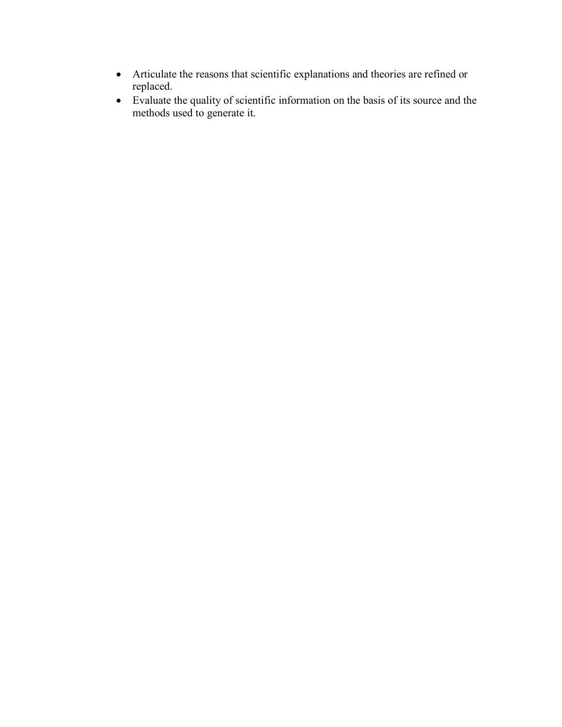- Articulate the reasons that scientific explanations and theories are refined or replaced.
- Evaluate the quality of scientific information on the basis of its source and the methods used to generate it.